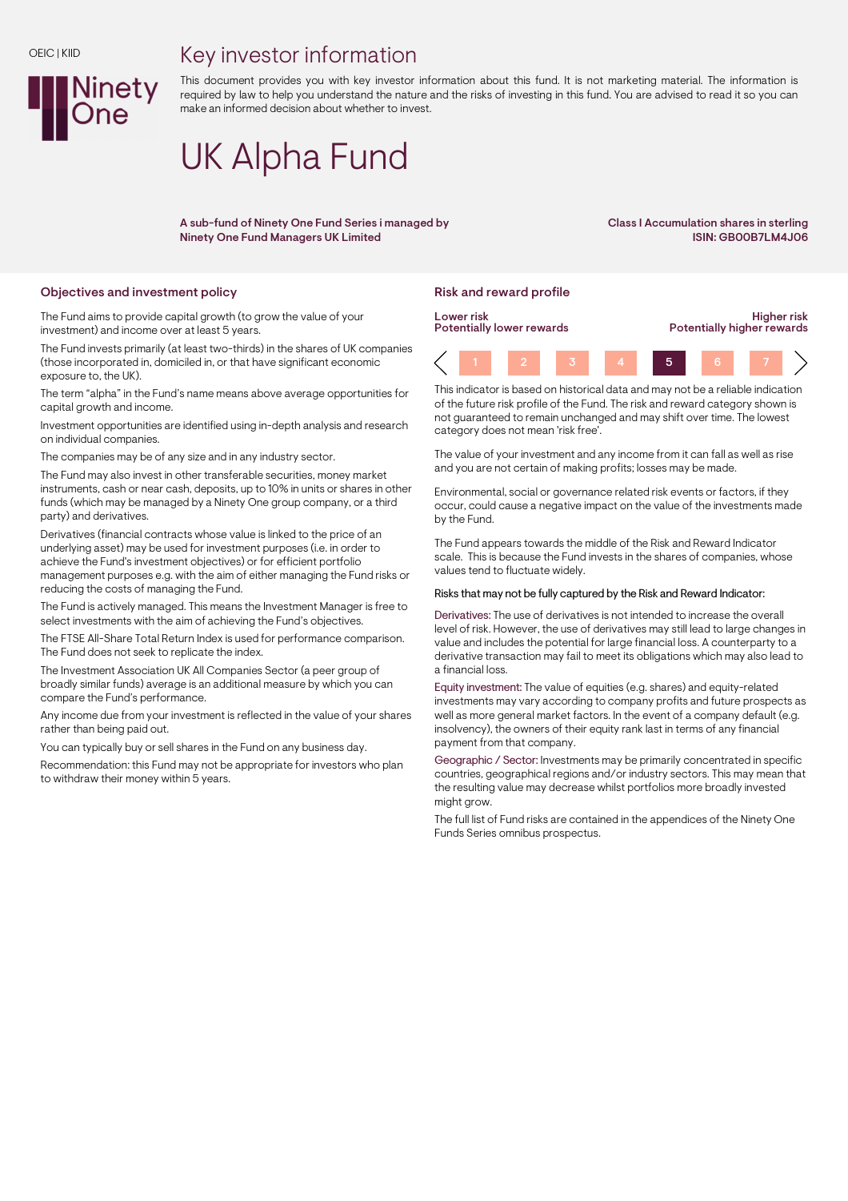OEIC | KIID

# Key investor information

This document provides you with key investor information about this fund. It is not marketing material. The information is required by law to help you understand the nature and the risks of investing in this fund. You are advised to read it so you can make an informed decision about whether to invest.

# UK Alpha Fund

**A sub-fund of Ninety One Fund Series i managed by Ninety One Fund Managers UK Limited**

**Class I Accumulation shares in sterling**
**ISIN: GB00B7LM4J06**

## Objectives and investment policy

The Fund aims to provide capital growth (to grow the value of your investment) and income over at least 5 years.

The Fund invests primarily (at least two-thirds) in the shares of UK companies (those incorporated in, domiciled in, or that have significant economic exposure to, the UK).

The term "alpha" in the Fund's name means above average opportunities for capital growth and income.

Investment opportunities are identified using in-depth analysis and research on individual companies.

The companies may be of any size and in any industry sector.

The Fund may also invest in other transferable securities, money market instruments, cash or near cash, deposits, up to 10% in units or shares in other funds (which may be managed by a Ninety One group company, or a third party) and derivatives.

Derivatives (financial contracts whose value is linked to the price of an underlying asset) may be used for investment purposes (i.e. in order to achieve the Fund's investment objectives) or for efficient portfolio management purposes e.g. with the aim of either managing the Fund risks or reducing the costs of managing the Fund.

The Fund is actively managed. This means the Investment Manager is free to select investments with the aim of achieving the Fund's objectives.

The FTSE All-Share Total Return Index is used for performance comparison. The Fund does not seek to replicate the index.

The Investment Association UK All Companies Sector (a peer group of broadly similar funds) average is an additional measure by which you can compare the Fund's performance.

Any income due from your investment is reflected in the value of your shares rather than being paid out.

You can typically buy or sell shares in the Fund on any business day.

Recommendation: this Fund may not be appropriate for investors who plan to withdraw their money within 5 years.

## Risk and reward profile

Lower risk
Potentially lower rewards

Higher risk
Potentially higher rewards

1 2 3 4 **5** 6 7

This indicator is based on historical data and may not be a reliable indication of the future risk profile of the Fund. The risk and reward category shown is not guaranteed to remain unchanged and may shift over time. The lowest category does not mean 'risk free'.

The value of your investment and any income from it can fall as well as rise and you are not certain of making profits; losses may be made.

Environmental, social or governance related risk events or factors, if they occur, could cause a negative impact on the value of the investments made by the Fund.

The Fund appears towards the middle of the Risk and Reward Indicator scale. This is because the Fund invests in the shares of companies, whose values tend to fluctuate widely.

Risks that may not be fully captured by the Risk and Reward Indicator:

Derivatives: The use of derivatives is not intended to increase the overall level of risk. However, the use of derivatives may still lead to large changes in value and includes the potential for large financial loss. A counterparty to a derivative transaction may fail to meet its obligations which may also lead to a financial loss.

Equity investment: The value of equities (e.g. shares) and equity-related investments may vary according to company profits and future prospects as well as more general market factors. In the event of a company default (e.g. insolvency), the owners of their equity rank last in terms of any financial payment from that company.

Geographic / Sector: Investments may be primarily concentrated in specific countries, geographical regions and/or industry sectors. This may mean that the resulting value may decrease whilst portfolios more broadly invested might grow.

The full list of Fund risks are contained in the appendices of the Ninety One Funds Series omnibus prospectus.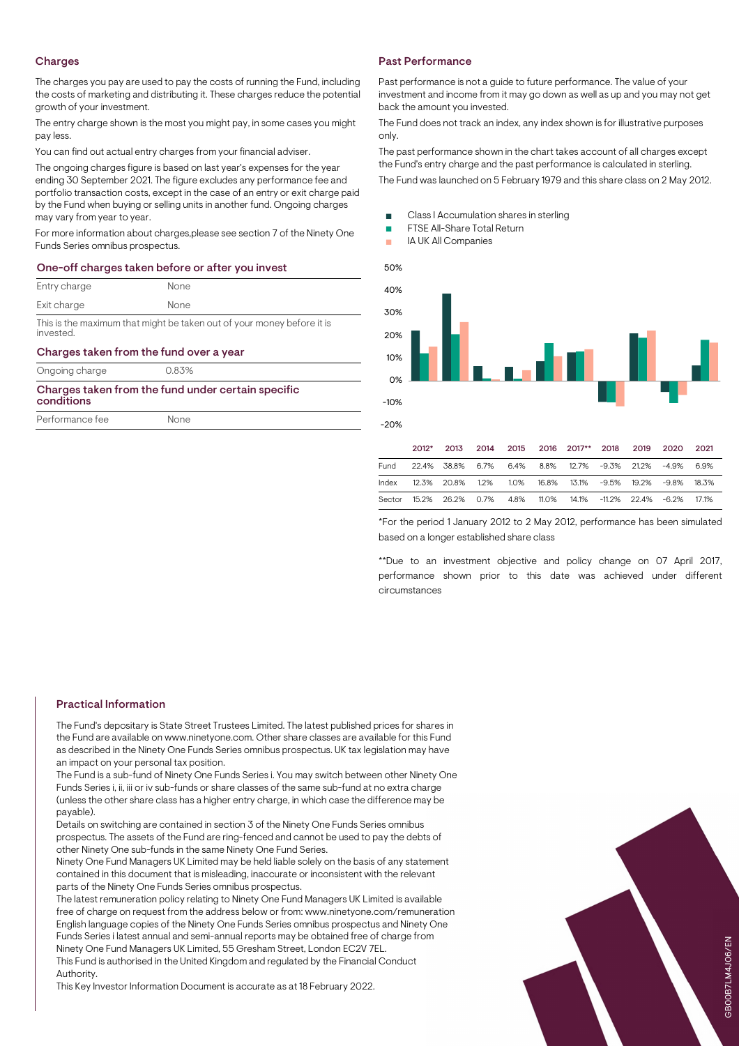## Charges

The charges you pay are used to pay the costs of running the Fund, including the costs of marketing and distributing it. These charges reduce the potential growth of your investment.

The entry charge shown is the most you might pay, in some cases you might pay less.

You can find out actual entry charges from your financial adviser.

The ongoing charges figure is based on last year's expenses for the year ending 30 September 2021. The figure excludes any performance fee and portfolio transaction costs, except in the case of an entry or exit charge paid by the Fund when buying or selling units in another fund. Ongoing charges may vary from year to year.

For more information about charges,please see section 7 of the Ninety One Funds Series omnibus prospectus.

### One-off charges taken before or after you invest

| | |
|---|---|
| Entry charge | None |
| Exit charge | None |

This is the maximum that might be taken out of your money before it is invested.

### Charges taken from the fund over a year

| | |
|---|---|
| Ongoing charge | 0.83% |

### Charges taken from the fund under certain specific conditions

| | |
|---|---|
| Performance fee | None |

## Past Performance

Past performance is not a guide to future performance. The value of your investment and income from it may go down as well as up and you may not get back the amount you invested.

The Fund does not track an index, any index shown is for illustrative purposes only.

The past performance shown in the chart takes account of all charges except the Fund's entry charge and the past performance is calculated in sterling.

The Fund was launched on 5 February 1979 and this share class on 2 May 2012.

Class I Accumulation shares in sterling
FTSE All-Share Total Return
IA UK All Companies

50%
40%
30%
20%
10%
0%
-10%
-20%

| | 2012* | 2013 | 2014 | 2015 | 2016 | 2017** | 2018 | 2019 | 2020 | 2021 |
|---|---|---|---|---|---|---|---|---|---|---|
| Fund | 22.4% | 38.8% | 6.7% | 6.4% | 8.8% | 12.7% | -9.3% | 21.2% | -4.9% | 6.9% |
| Index | 12.3% | 20.8% | 1.2% | 1.0% | 16.8% | 13.1% | -9.5% | 19.2% | -9.8% | 18.3% |
| Sector | 15.2% | 26.2% | 0.7% | 4.8% | 11.0% | 14.1% | -11.2% | 22.4% | -6.2% | 17.1% |

*For the period 1 January 2012 to 2 May 2012, performance has been simulated based on a longer established share class

**Due to an investment objective and policy change on 07 April 2017, performance shown prior to this date was achieved under different circumstances

## Practical Information

The Fund's depositary is State Street Trustees Limited. The latest published prices for shares in the Fund are available on www.ninetyone.com. Other share classes are available for this Fund as described in the Ninety One Funds Series omnibus prospectus. UK tax legislation may have an impact on your personal tax position.

The Fund is a sub-fund of Ninety One Funds Series i. You may switch between other Ninety One Funds Series i, ii, iii or iv sub-funds or share classes of the same sub-fund at no extra charge (unless the other share class has a higher entry charge, in which case the difference may be payable).

Details on switching are contained in section 3 of the Ninety One Funds Series omnibus prospectus. The assets of the Fund are ring-fenced and cannot be used to pay the debts of other Ninety One sub-funds in the same Ninety One Fund Series.

Ninety One Fund Managers UK Limited may be held liable solely on the basis of any statement contained in this document that is misleading, inaccurate or inconsistent with the relevant parts of the Ninety One Funds Series omnibus prospectus.

The latest remuneration policy relating to Ninety One Fund Managers UK Limited is available free of charge on request from the address below or from: www.ninetyone.com/remuneration

English language copies of the Ninety One Funds Series omnibus prospectus and Ninety One Funds Series i latest annual and semi-annual reports may be obtained free of charge from Ninety One Fund Managers UK Limited, 55 Gresham Street, London EC2V 7EL.

This Fund is authorised in the United Kingdom and regulated by the Financial Conduct Authority.

This Key Investor Information Document is accurate as at 18 February 2022.

GB00B7LM4J06/EN